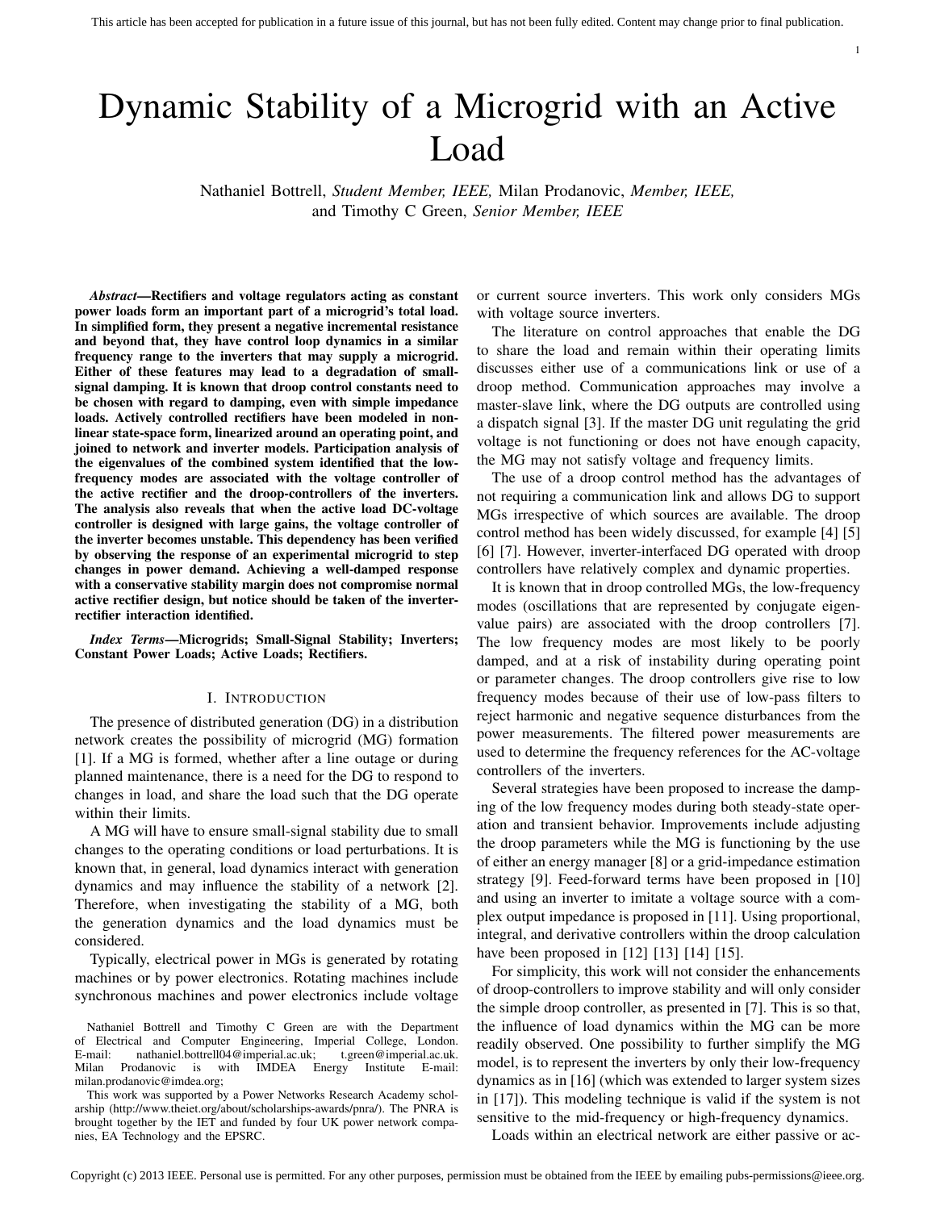# Dynamic Stability of a Microgrid with an Active Load

Nathaniel Bottrell, *Student Member, IEEE,* Milan Prodanovic, *Member, IEEE,* and Timothy C Green, *Senior Member, IEEE*

***Abstract*—Rectifiers and voltage regulators acting as constant power loads form an important part of a microgrid's total load. In simplified form, they present a negative incremental resistance and beyond that, they have control loop dynamics in a similar frequency range to the inverters that may supply a microgrid. Either of these features may lead to a degradation of small-signal damping. It is known that droop control constants need to be chosen with regard to damping, even with simple impedance loads. Actively controlled rectifiers have been modeled in non-linear state-space form, linearized around an operating point, and joined to network and inverter models. Participation analysis of the eigenvalues of the combined system identified that the low-frequency modes are associated with the voltage controller of the active rectifier and the droop-controllers of the inverters. The analysis also reveals that when the active load DC-voltage controller is designed with large gains, the voltage controller of the inverter becomes unstable. This dependency has been verified by observing the response of an experimental microgrid to step changes in power demand. Achieving a well-damped response with a conservative stability margin does not compromise normal active rectifier design, but notice should be taken of the inverter-rectifier interaction identified.**

***Index Terms*—Microgrids; Small-Signal Stability; Inverters; Constant Power Loads; Active Loads; Rectifiers.**

## I. Introduction

The presence of distributed generation (DG) in a distribution network creates the possibility of microgrid (MG) formation [1]. If a MG is formed, whether after a line outage or during planned maintenance, there is a need for the DG to respond to changes in load, and share the load such that the DG operate within their limits.

A MG will have to ensure small-signal stability due to small changes to the operating conditions or load perturbations. It is known that, in general, load dynamics interact with generation dynamics and may influence the stability of a network [2]. Therefore, when investigating the stability of a MG, both the generation dynamics and the load dynamics must be considered.

Typically, electrical power in MGs is generated by rotating machines or by power electronics. Rotating machines include synchronous machines and power electronics include voltage or current source inverters. This work only considers MGs with voltage source inverters.

The literature on control approaches that enable the DG to share the load and remain within their operating limits discusses either use of a communications link or use of a droop method. Communication approaches may involve a master-slave link, where the DG outputs are controlled using a dispatch signal [3]. If the master DG unit regulating the grid voltage is not functioning or does not have enough capacity, the MG may not satisfy voltage and frequency limits.

The use of a droop control method has the advantages of not requiring a communication link and allows DG to support MGs irrespective of which sources are available. The droop control method has been widely discussed, for example [4] [5] [6] [7]. However, inverter-interfaced DG operated with droop controllers have relatively complex and dynamic properties.

It is known that in droop controlled MGs, the low-frequency modes (oscillations that are represented by conjugate eigenvalue pairs) are associated with the droop controllers [7]. The low frequency modes are most likely to be poorly damped, and at a risk of instability during operating point or parameter changes. The droop controllers give rise to low frequency modes because of their use of low-pass filters to reject harmonic and negative sequence disturbances from the power measurements. The filtered power measurements are used to determine the frequency references for the AC-voltage controllers of the inverters.

Several strategies have been proposed to increase the damping of the low frequency modes during both steady-state operation and transient behavior. Improvements include adjusting the droop parameters while the MG is functioning by the use of either an energy manager [8] or a grid-impedance estimation strategy [9]. Feed-forward terms have been proposed in [10] and using an inverter to imitate a voltage source with a complex output impedance is proposed in [11]. Using proportional, integral, and derivative controllers within the droop calculation have been proposed in [12] [13] [14] [15].

For simplicity, this work will not consider the enhancements of droop-controllers to improve stability and will only consider the simple droop controller, as presented in [7]. This is so that, the influence of load dynamics within the MG can be more readily observed. One possibility to further simplify the MG model, is to represent the inverters by only their low-frequency dynamics as in [16] (which was extended to larger system sizes in [17]). This modeling technique is valid if the system is not sensitive to the mid-frequency or high-frequency dynamics.

Loads within an electrical network are either passive or ac-

Nathaniel Bottrell and Timothy C Green are with the Department of Electrical and Computer Engineering, Imperial College, London. E-mail: nathaniel.bottrell04@imperial.ac.uk; t.green@imperial.ac.uk. Milan Prodanovic is with IMDEA Energy Institute E-mail: milan.prodanovic@imdea.org;

This work was supported by a Power Networks Research Academy scholarship (http://www.theiet.org/about/scholarships-awards/pnra/). The PNRA is brought together by the IET and funded by four UK power network companies, EA Technology and the EPSRC.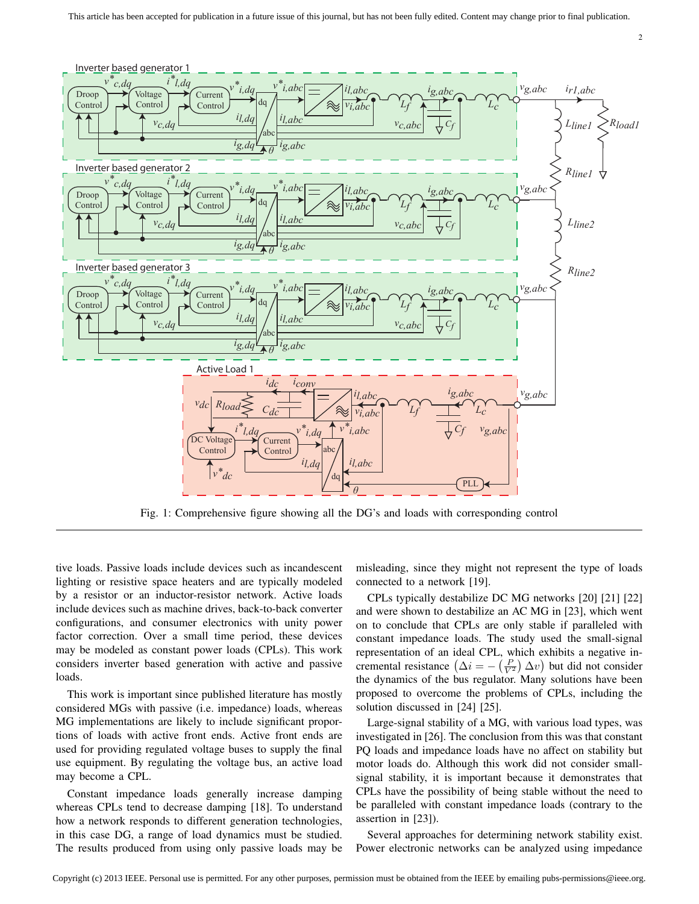Fig. 1: Comprehensive figure showing all the DG's and loads with corresponding control

tive loads. Passive loads include devices such as incandescent lighting or resistive space heaters and are typically modeled by a resistor or an inductor-resistor network. Active loads include devices such as machine drives, back-to-back converter configurations, and consumer electronics with unity power factor correction. Over a small time period, these devices may be modeled as constant power loads (CPLs). This work considers inverter based generation with active and passive loads.

This work is important since published literature has mostly considered MGs with passive (i.e. impedance) loads, whereas MG implementations are likely to include significant proportions of loads with active front ends. Active front ends are used for providing regulated voltage buses to supply the final use equipment. By regulating the voltage bus, an active load may become a CPL.

Constant impedance loads generally increase damping whereas CPLs tend to decrease damping [18]. To understand how a network responds to different generation technologies, in this case DG, a range of load dynamics must be studied. The results produced from using only passive loads may be misleading, since they might not represent the type of loads connected to a network [19].

CPLs typically destabilize DC MG networks [20] [21] [22] and were shown to destabilize an AC MG in [23], which went on to conclude that CPLs are only stable if paralleled with constant impedance loads. The study used the small-signal representation of an ideal CPL, which exhibits a negative incremental resistance $\left(\Delta i = -\left(\frac{P}{V^2}\right)\Delta v\right)$ but did not consider the dynamics of the bus regulator. Many solutions have been proposed to overcome the problems of CPLs, including the solution discussed in [24] [25].

Large-signal stability of a MG, with various load types, was investigated in [26]. The conclusion from this was that constant PQ loads and impedance loads have no affect on stability but motor loads do. Although this work did not consider small-signal stability, it is important because it demonstrates that CPLs have the possibility of being stable without the need to be paralleled with constant impedance loads (contrary to the assertion in [23]).

Several approaches for determining network stability exist. Power electronic networks can be analyzed using impedance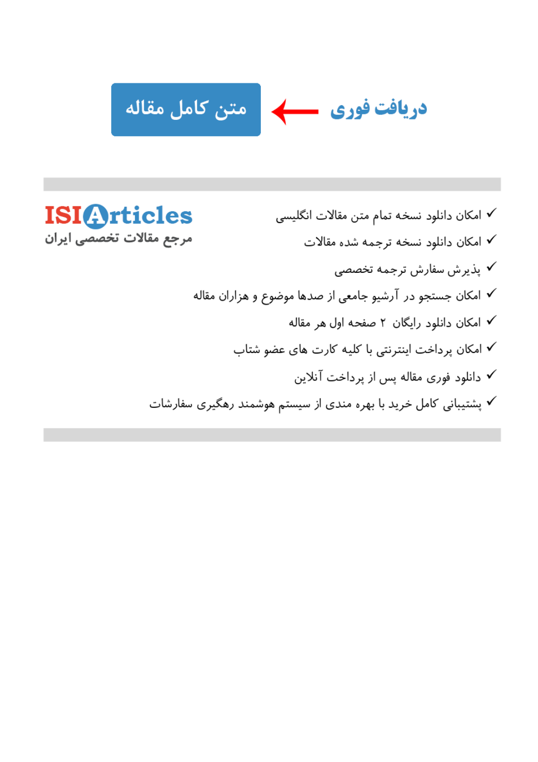دریافت فوری ← متن کامل مقاله

**ISIArticles**
مرجع مقالات تخصصی ایران

- ✓ امکان دانلود نسخه تمام متن مقالات انگلیسی
- ✓ امکان دانلود نسخه ترجمه شده مقالات
- ✓ پذیرش سفارش ترجمه تخصصی
- ✓ امکان جستجو در آرشیو جامعی از صدها موضوع و هزاران مقاله
- ✓ امکان دانلود رایگان ۲ صفحه اول هر مقاله
- ✓ امکان پرداخت اینترنتی با کلیه کارت های عضو شتاب
- ✓ دانلود فوری مقاله پس از پرداخت آنلاین
- ✓ پشتیبانی کامل خرید با بهره مندی از سیستم هوشمند رهگیری سفارشات